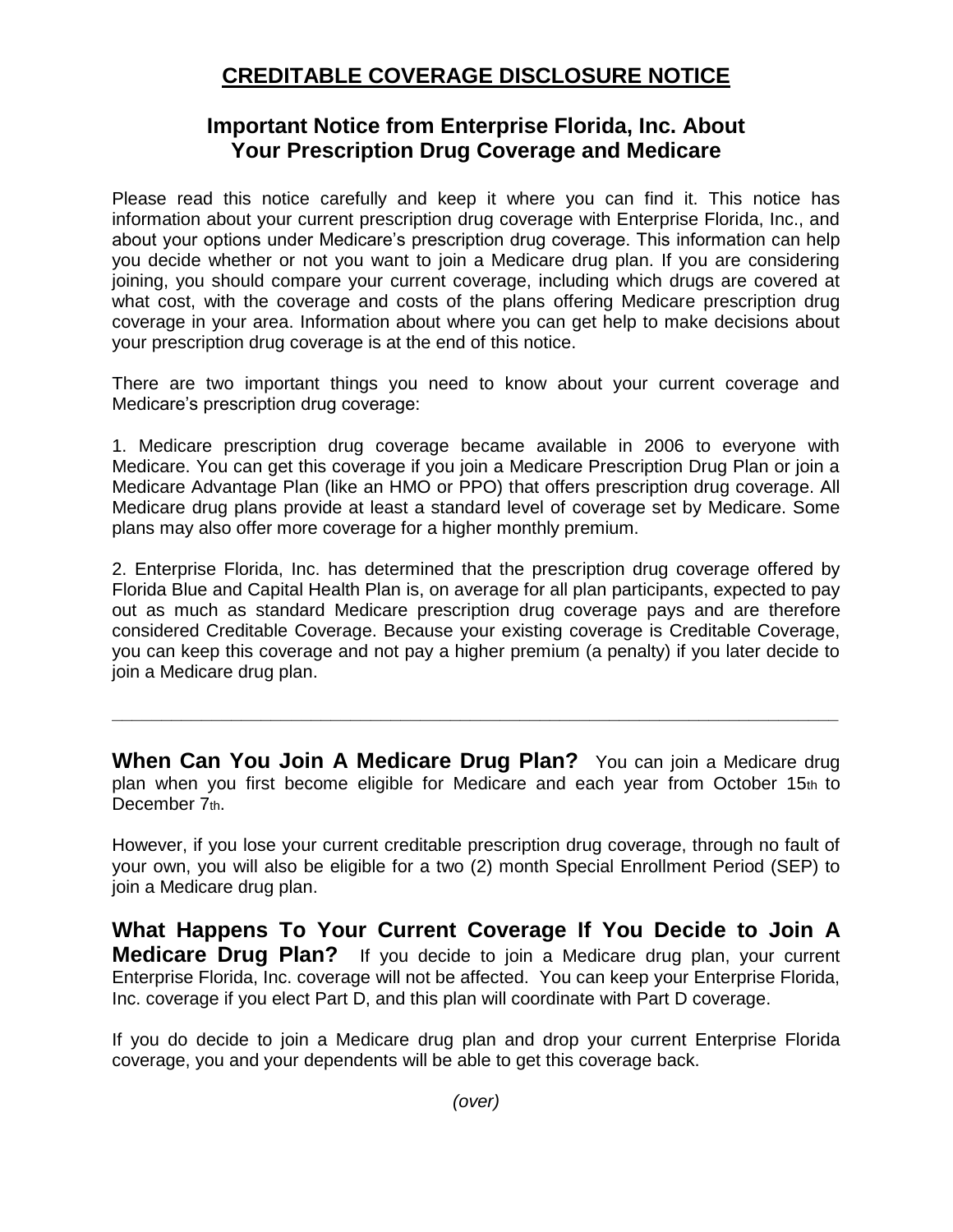# CREDITABLE COVERAGE DISCLOSURE NOTICE

## Important Notice from Enterprise Florida, Inc. About Your Prescription Drug Coverage and Medicare

Please read this notice carefully and keep it where you can find it. This notice has information about your current prescription drug coverage with Enterprise Florida, Inc., and about your options under Medicare's prescription drug coverage. This information can help you decide whether or not you want to join a Medicare drug plan. If you are considering joining, you should compare your current coverage, including which drugs are covered at what cost, with the coverage and costs of the plans offering Medicare prescription drug coverage in your area. Information about where you can get help to make decisions about your prescription drug coverage is at the end of this notice.

There are two important things you need to know about your current coverage and Medicare's prescription drug coverage:

1. Medicare prescription drug coverage became available in 2006 to everyone with Medicare. You can get this coverage if you join a Medicare Prescription Drug Plan or join a Medicare Advantage Plan (like an HMO or PPO) that offers prescription drug coverage. All Medicare drug plans provide at least a standard level of coverage set by Medicare. Some plans may also offer more coverage for a higher monthly premium.

2. Enterprise Florida, Inc. has determined that the prescription drug coverage offered by Florida Blue and Capital Health Plan is, on average for all plan participants, expected to pay out as much as standard Medicare prescription drug coverage pays and are therefore considered Creditable Coverage. Because your existing coverage is Creditable Coverage, you can keep this coverage and not pay a higher premium (a penalty) if you later decide to join a Medicare drug plan.

---

**When Can You Join A Medicare Drug Plan?** You can join a Medicare drug plan when you first become eligible for Medicare and each year from October 15th to December 7th.

However, if you lose your current creditable prescription drug coverage, through no fault of your own, you will also be eligible for a two (2) month Special Enrollment Period (SEP) to join a Medicare drug plan.

**What Happens To Your Current Coverage If You Decide to Join A Medicare Drug Plan?** If you decide to join a Medicare drug plan, your current Enterprise Florida, Inc. coverage will not be affected. You can keep your Enterprise Florida, Inc. coverage if you elect Part D, and this plan will coordinate with Part D coverage.

If you do decide to join a Medicare drug plan and drop your current Enterprise Florida coverage, you and your dependents will be able to get this coverage back.

*(over)*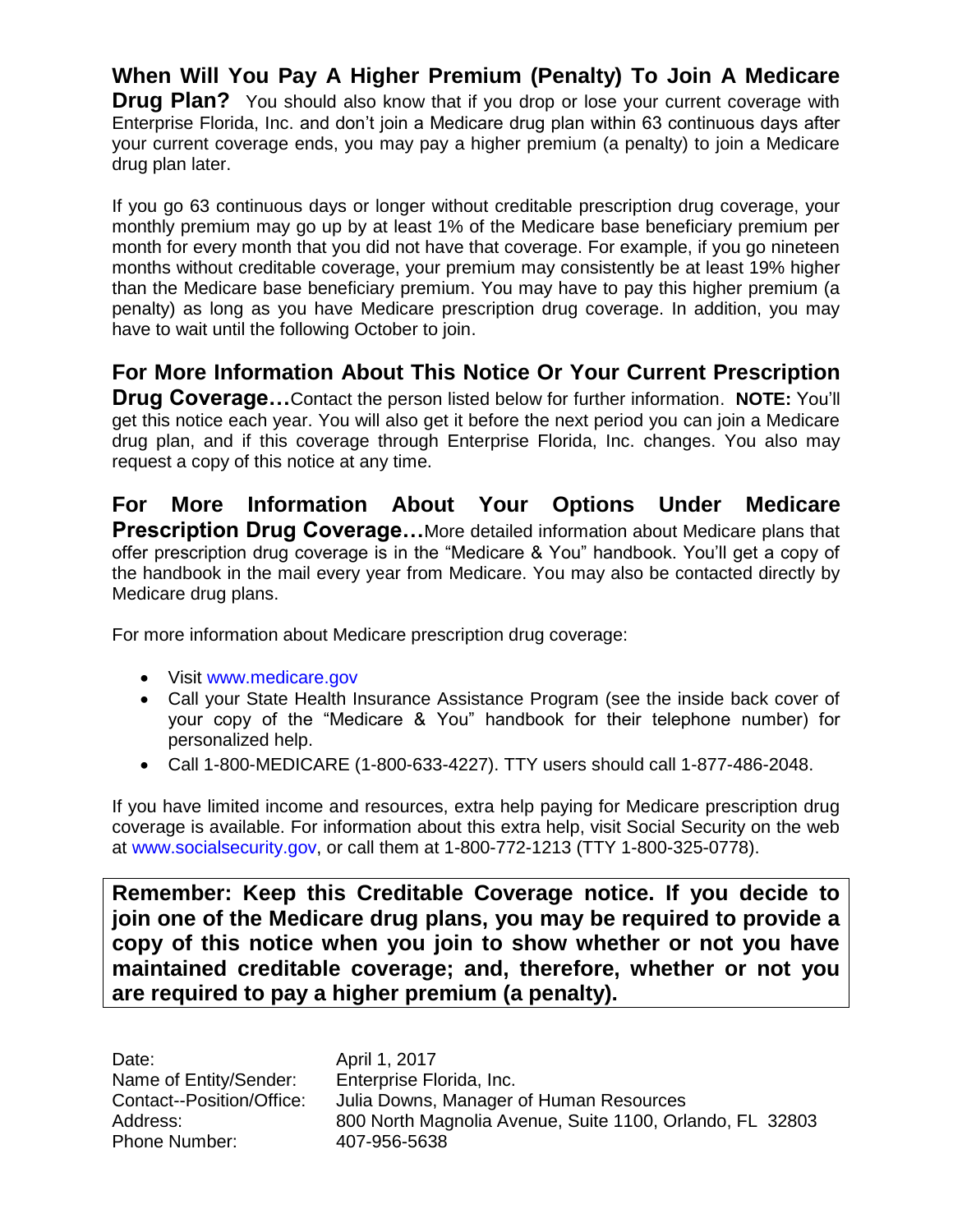**When Will You Pay A Higher Premium (Penalty) To Join A Medicare Drug Plan?** You should also know that if you drop or lose your current coverage with Enterprise Florida, Inc. and don't join a Medicare drug plan within 63 continuous days after your current coverage ends, you may pay a higher premium (a penalty) to join a Medicare drug plan later.

If you go 63 continuous days or longer without creditable prescription drug coverage, your monthly premium may go up by at least 1% of the Medicare base beneficiary premium per month for every month that you did not have that coverage. For example, if you go nineteen months without creditable coverage, your premium may consistently be at least 19% higher than the Medicare base beneficiary premium. You may have to pay this higher premium (a penalty) as long as you have Medicare prescription drug coverage. In addition, you may have to wait until the following October to join.

**For More Information About This Notice Or Your Current Prescription Drug Coverage…** Contact the person listed below for further information. **NOTE:** You'll get this notice each year. You will also get it before the next period you can join a Medicare drug plan, and if this coverage through Enterprise Florida, Inc. changes. You also may request a copy of this notice at any time.

**For More Information About Your Options Under Medicare Prescription Drug Coverage…** More detailed information about Medicare plans that offer prescription drug coverage is in the "Medicare & You" handbook. You'll get a copy of the handbook in the mail every year from Medicare. You may also be contacted directly by Medicare drug plans.

For more information about Medicare prescription drug coverage:

- Visit www.medicare.gov
- Call your State Health Insurance Assistance Program (see the inside back cover of your copy of the "Medicare & You" handbook for their telephone number) for personalized help.
- Call 1-800-MEDICARE (1-800-633-4227). TTY users should call 1-877-486-2048.

If you have limited income and resources, extra help paying for Medicare prescription drug coverage is available. For information about this extra help, visit Social Security on the web at www.socialsecurity.gov, or call them at 1-800-772-1213 (TTY 1-800-325-0778).

**Remember: Keep this Creditable Coverage notice. If you decide to join one of the Medicare drug plans, you may be required to provide a copy of this notice when you join to show whether or not you have maintained creditable coverage; and, therefore, whether or not you are required to pay a higher premium (a penalty).**

| | |
|---|---|
| Date: | April 1, 2017 |
| Name of Entity/Sender: | Enterprise Florida, Inc. |
| Contact--Position/Office: | Julia Downs, Manager of Human Resources |
| Address: | 800 North Magnolia Avenue, Suite 1100, Orlando, FL 32803 |
| Phone Number: | 407-956-5638 |